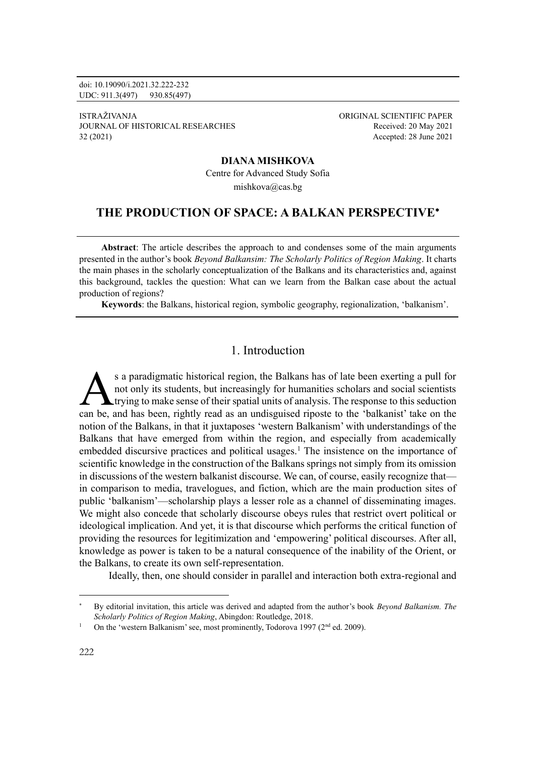doi: 10.19090/i.2021.32.222-232
UDC: 911.3(497) 930.85(497)

ISTRAŽIVANJA
JOURNAL OF HISTORICAL RESEARCHES
32 (2021)

ORIGINAL SCIENTIFIC PAPER
Received: 20 May 2021
Accepted: 28 June 2021

**DIANA MISHKOVA**

Centre for Advanced Study Sofia

mishkova@cas.bg

# THE PRODUCTION OF SPACE: A BALKAN PERSPECTIVE*

**Abstract**: The article describes the approach to and condenses some of the main arguments presented in the author's book *Beyond Balkansim: The Scholarly Politics of Region Making*. It charts the main phases in the scholarly conceptualization of the Balkans and its characteristics and, against this background, tackles the question: What can we learn from the Balkan case about the actual production of regions?

**Keywords**: the Balkans, historical region, symbolic geography, regionalization, 'balkanism'.

## 1. Introduction

As a paradigmatic historical region, the Balkans has of late been exerting a pull for not only its students, but increasingly for humanities scholars and social scientists trying to make sense of their spatial units of analysis. The response to this seduction can be, and has been, rightly read as an undisguised riposte to the 'balkanist' take on the notion of the Balkans, in that it juxtaposes 'western Balkanism' with understandings of the Balkans that have emerged from within the region, and especially from academically embedded discursive practices and political usages.[1] The insistence on the importance of scientific knowledge in the construction of the Balkans springs not simply from its omission in discussions of the western balkanist discourse. We can, of course, easily recognize that—in comparison to media, travelogues, and fiction, which are the main production sites of public 'balkanism'—scholarship plays a lesser role as a channel of disseminating images. We might also concede that scholarly discourse obeys rules that restrict overt political or ideological implication. And yet, it is that discourse which performs the critical function of providing the resources for legitimization and 'empowering' political discourses. After all, knowledge as power is taken to be a natural consequence of the inability of the Orient, or the Balkans, to create its own self-representation.

Ideally, then, one should consider in parallel and interaction both extra-regional and

---

\* By editorial invitation, this article was derived and adapted from the author's book *Beyond Balkanism. The Scholarly Politics of Region Making*, Abingdon: Routledge, 2018.

[1] On the 'western Balkanism' see, most prominently, Todorova 1997 (2nd ed. 2009).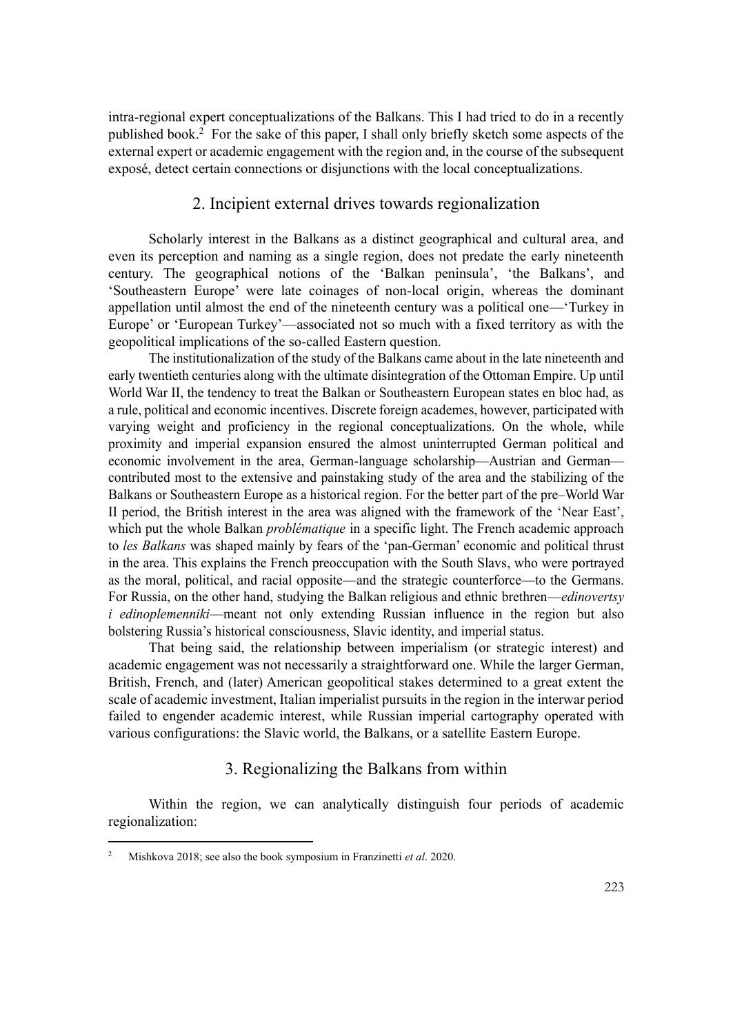intra-regional expert conceptualizations of the Balkans. This I had tried to do in a recently published book.[2] For the sake of this paper, I shall only briefly sketch some aspects of the external expert or academic engagement with the region and, in the course of the subsequent exposé, detect certain connections or disjunctions with the local conceptualizations.

## 2. Incipient external drives towards regionalization

Scholarly interest in the Balkans as a distinct geographical and cultural area, and even its perception and naming as a single region, does not predate the early nineteenth century. The geographical notions of the 'Balkan peninsula', 'the Balkans', and 'Southeastern Europe' were late coinages of non-local origin, whereas the dominant appellation until almost the end of the nineteenth century was a political one—'Turkey in Europe' or 'European Turkey'—associated not so much with a fixed territory as with the geopolitical implications of the so-called Eastern question.

The institutionalization of the study of the Balkans came about in the late nineteenth and early twentieth centuries along with the ultimate disintegration of the Ottoman Empire. Up until World War II, the tendency to treat the Balkan or Southeastern European states en bloc had, as a rule, political and economic incentives. Discrete foreign academes, however, participated with varying weight and proficiency in the regional conceptualizations. On the whole, while proximity and imperial expansion ensured the almost uninterrupted German political and economic involvement in the area, German-language scholarship—Austrian and German—contributed most to the extensive and painstaking study of the area and the stabilizing of the Balkans or Southeastern Europe as a historical region. For the better part of the pre–World War II period, the British interest in the area was aligned with the framework of the 'Near East', which put the whole Balkan *problématique* in a specific light. The French academic approach to *les Balkans* was shaped mainly by fears of the 'pan-German' economic and political thrust in the area. This explains the French preoccupation with the South Slavs, who were portrayed as the moral, political, and racial opposite—and the strategic counterforce—to the Germans. For Russia, on the other hand, studying the Balkan religious and ethnic brethren—*edinovertsy i edinoplemenniki*—meant not only extending Russian influence in the region but also bolstering Russia's historical consciousness, Slavic identity, and imperial status.

That being said, the relationship between imperialism (or strategic interest) and academic engagement was not necessarily a straightforward one. While the larger German, British, French, and (later) American geopolitical stakes determined to a great extent the scale of academic investment, Italian imperialist pursuits in the region in the interwar period failed to engender academic interest, while Russian imperial cartography operated with various configurations: the Slavic world, the Balkans, or a satellite Eastern Europe.

## 3. Regionalizing the Balkans from within

Within the region, we can analytically distinguish four periods of academic regionalization:

---

[2] Mishkova 2018; see also the book symposium in Franzinetti *et al*. 2020.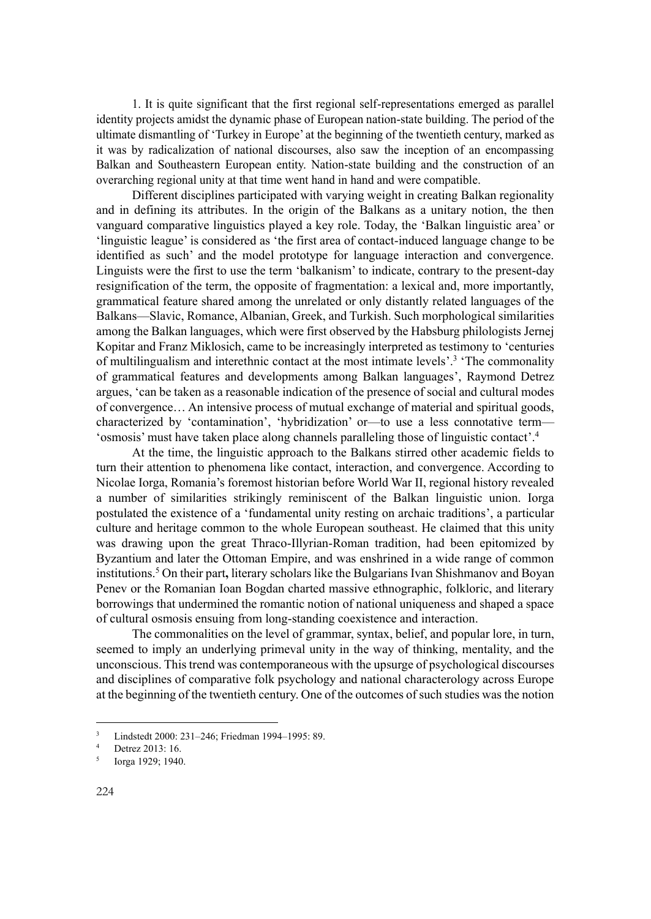1. It is quite significant that the first regional self-representations emerged as parallel identity projects amidst the dynamic phase of European nation-state building. The period of the ultimate dismantling of 'Turkey in Europe' at the beginning of the twentieth century, marked as it was by radicalization of national discourses, also saw the inception of an encompassing Balkan and Southeastern European entity. Nation-state building and the construction of an overarching regional unity at that time went hand in hand and were compatible.

Different disciplines participated with varying weight in creating Balkan regionality and in defining its attributes. In the origin of the Balkans as a unitary notion, the then vanguard comparative linguistics played a key role. Today, the 'Balkan linguistic area' or 'linguistic league' is considered as 'the first area of contact-induced language change to be identified as such' and the model prototype for language interaction and convergence. Linguists were the first to use the term 'balkanism' to indicate, contrary to the present-day resignification of the term, the opposite of fragmentation: a lexical and, more importantly, grammatical feature shared among the unrelated or only distantly related languages of the Balkans—Slavic, Romance, Albanian, Greek, and Turkish. Such morphological similarities among the Balkan languages, which were first observed by the Habsburg philologists Jernej Kopitar and Franz Miklosich, came to be increasingly interpreted as testimony to 'centuries of multilingualism and interethnic contact at the most intimate levels'.[3] 'The commonality of grammatical features and developments among Balkan languages', Raymond Detrez argues, 'can be taken as a reasonable indication of the presence of social and cultural modes of convergence… An intensive process of mutual exchange of material and spiritual goods, characterized by 'contamination', 'hybridization' or—to use a less connotative term—'osmosis' must have taken place along channels paralleling those of linguistic contact'.[4]

At the time, the linguistic approach to the Balkans stirred other academic fields to turn their attention to phenomena like contact, interaction, and convergence. According to Nicolae Iorga, Romania's foremost historian before World War II, regional history revealed a number of similarities strikingly reminiscent of the Balkan linguistic union. Iorga postulated the existence of a 'fundamental unity resting on archaic traditions', a particular culture and heritage common to the whole European southeast. He claimed that this unity was drawing upon the great Thraco-Illyrian-Roman tradition, had been epitomized by Byzantium and later the Ottoman Empire, and was enshrined in a wide range of common institutions.[5] On their part**,** literary scholars like the Bulgarians Ivan Shishmanov and Boyan Penev or the Romanian Ioan Bogdan charted massive ethnographic, folkloric, and literary borrowings that undermined the romantic notion of national uniqueness and shaped a space of cultural osmosis ensuing from long-standing coexistence and interaction.

The commonalities on the level of grammar, syntax, belief, and popular lore, in turn, seemed to imply an underlying primeval unity in the way of thinking, mentality, and the unconscious. This trend was contemporaneous with the upsurge of psychological discourses and disciplines of comparative folk psychology and national characterology across Europe at the beginning of the twentieth century. One of the outcomes of such studies was the notion

---

[3] Lindstedt 2000: 231–246; Friedman 1994–1995: 89.

[4] Detrez 2013: 16.

[5] Iorga 1929; 1940.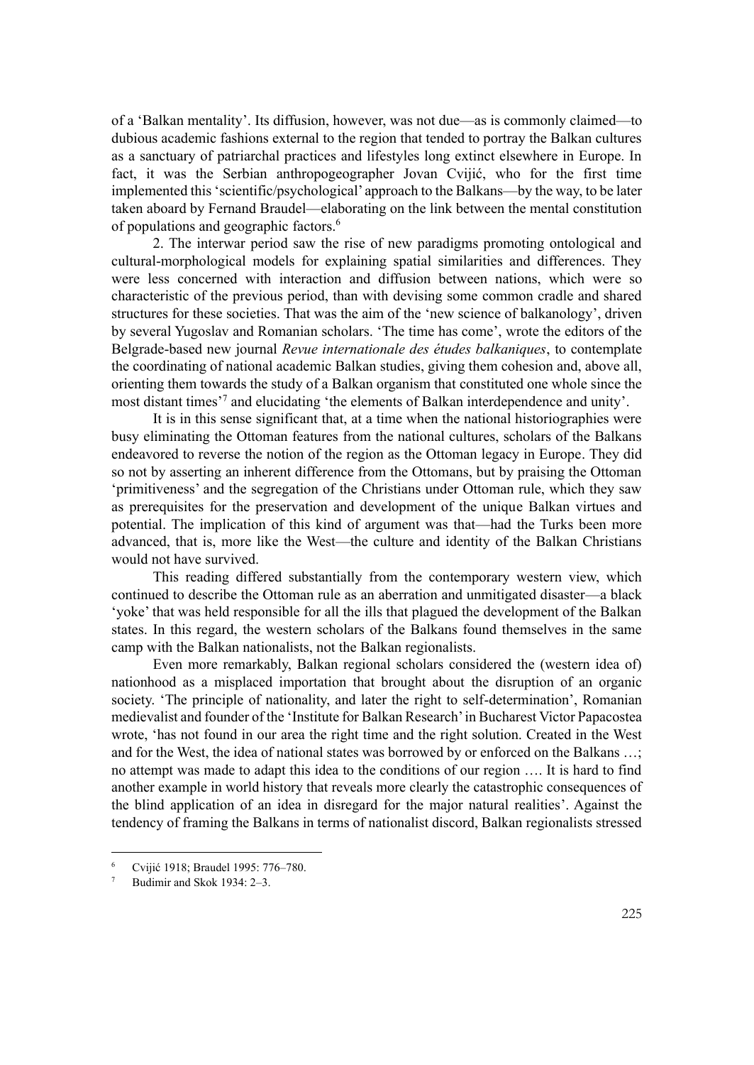of a 'Balkan mentality'. Its diffusion, however, was not due—as is commonly claimed—to dubious academic fashions external to the region that tended to portray the Balkan cultures as a sanctuary of patriarchal practices and lifestyles long extinct elsewhere in Europe. In fact, it was the Serbian anthropogeographer Jovan Cvijić, who for the first time implemented this 'scientific/psychological' approach to the Balkans—by the way, to be later taken aboard by Fernand Braudel—elaborating on the link between the mental constitution of populations and geographic factors.[6]

2. The interwar period saw the rise of new paradigms promoting ontological and cultural-morphological models for explaining spatial similarities and differences. They were less concerned with interaction and diffusion between nations, which were so characteristic of the previous period, than with devising some common cradle and shared structures for these societies. That was the aim of the 'new science of balkanology', driven by several Yugoslav and Romanian scholars. 'The time has come', wrote the editors of the Belgrade-based new journal *Revue internationale des études balkaniques*, to contemplate the coordinating of national academic Balkan studies, giving them cohesion and, above all, orienting them towards the study of a Balkan organism that constituted one whole since the most distant times'[7] and elucidating 'the elements of Balkan interdependence and unity'.

It is in this sense significant that, at a time when the national historiographies were busy eliminating the Ottoman features from the national cultures, scholars of the Balkans endeavored to reverse the notion of the region as the Ottoman legacy in Europe. They did so not by asserting an inherent difference from the Ottomans, but by praising the Ottoman 'primitiveness' and the segregation of the Christians under Ottoman rule, which they saw as prerequisites for the preservation and development of the unique Balkan virtues and potential. The implication of this kind of argument was that—had the Turks been more advanced, that is, more like the West—the culture and identity of the Balkan Christians would not have survived.

This reading differed substantially from the contemporary western view, which continued to describe the Ottoman rule as an aberration and unmitigated disaster—a black 'yoke' that was held responsible for all the ills that plagued the development of the Balkan states. In this regard, the western scholars of the Balkans found themselves in the same camp with the Balkan nationalists, not the Balkan regionalists.

Even more remarkably, Balkan regional scholars considered the (western idea of) nationhood as a misplaced importation that brought about the disruption of an organic society. 'The principle of nationality, and later the right to self-determination', Romanian medievalist and founder of the 'Institute for Balkan Research' in Bucharest Victor Papacostea wrote, 'has not found in our area the right time and the right solution. Created in the West and for the West, the idea of national states was borrowed by or enforced on the Balkans …; no attempt was made to adapt this idea to the conditions of our region …. It is hard to find another example in world history that reveals more clearly the catastrophic consequences of the blind application of an idea in disregard for the major natural realities'. Against the tendency of framing the Balkans in terms of nationalist discord, Balkan regionalists stressed

[6] Cvijić 1918; Braudel 1995: 776–780.

[7] Budimir and Skok 1934: 2–3.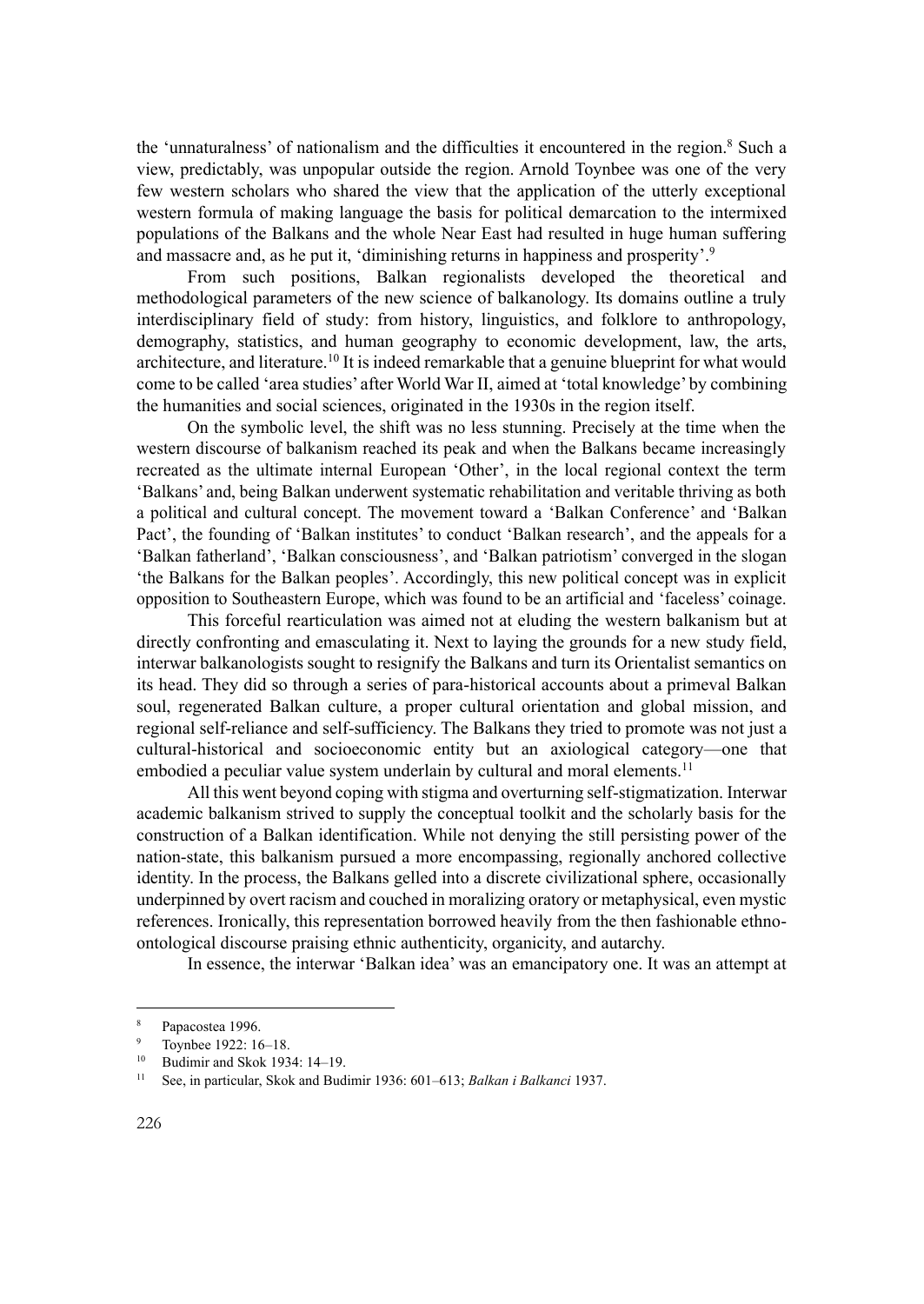the 'unnaturalness' of nationalism and the difficulties it encountered in the region.[8] Such a view, predictably, was unpopular outside the region. Arnold Toynbee was one of the very few western scholars who shared the view that the application of the utterly exceptional western formula of making language the basis for political demarcation to the intermixed populations of the Balkans and the whole Near East had resulted in huge human suffering and massacre and, as he put it, 'diminishing returns in happiness and prosperity'.[9]

From such positions, Balkan regionalists developed the theoretical and methodological parameters of the new science of balkanology. Its domains outline a truly interdisciplinary field of study: from history, linguistics, and folklore to anthropology, demography, statistics, and human geography to economic development, law, the arts, architecture, and literature.[10] It is indeed remarkable that a genuine blueprint for what would come to be called 'area studies' after World War II, aimed at 'total knowledge' by combining the humanities and social sciences, originated in the 1930s in the region itself.

On the symbolic level, the shift was no less stunning. Precisely at the time when the western discourse of balkanism reached its peak and when the Balkans became increasingly recreated as the ultimate internal European 'Other', in the local regional context the term 'Balkans' and, being Balkan underwent systematic rehabilitation and veritable thriving as both a political and cultural concept. The movement toward a 'Balkan Conference' and 'Balkan Pact', the founding of 'Balkan institutes' to conduct 'Balkan research', and the appeals for a 'Balkan fatherland', 'Balkan consciousness', and 'Balkan patriotism' converged in the slogan 'the Balkans for the Balkan peoples'. Accordingly, this new political concept was in explicit opposition to Southeastern Europe, which was found to be an artificial and 'faceless' coinage.

This forceful rearticulation was aimed not at eluding the western balkanism but at directly confronting and emasculating it. Next to laying the grounds for a new study field, interwar balkanologists sought to resignify the Balkans and turn its Orientalist semantics on its head. They did so through a series of para-historical accounts about a primeval Balkan soul, regenerated Balkan culture, a proper cultural orientation and global mission, and regional self-reliance and self-sufficiency. The Balkans they tried to promote was not just a cultural-historical and socioeconomic entity but an axiological category—one that embodied a peculiar value system underlain by cultural and moral elements.[11]

All this went beyond coping with stigma and overturning self-stigmatization. Interwar academic balkanism strived to supply the conceptual toolkit and the scholarly basis for the construction of a Balkan identification. While not denying the still persisting power of the nation-state, this balkanism pursued a more encompassing, regionally anchored collective identity. In the process, the Balkans gelled into a discrete civilizational sphere, occasionally underpinned by overt racism and couched in moralizing oratory or metaphysical, even mystic references. Ironically, this representation borrowed heavily from the then fashionable ethno-ontological discourse praising ethnic authenticity, organicity, and autarchy.

In essence, the interwar 'Balkan idea' was an emancipatory one. It was an attempt at

---

[8] Papacostea 1996.

[9] Toynbee 1922: 16–18.

[10] Budimir and Skok 1934: 14–19.

[11] See, in particular, Skok and Budimir 1936: 601–613; *Balkan i Balkanci* 1937.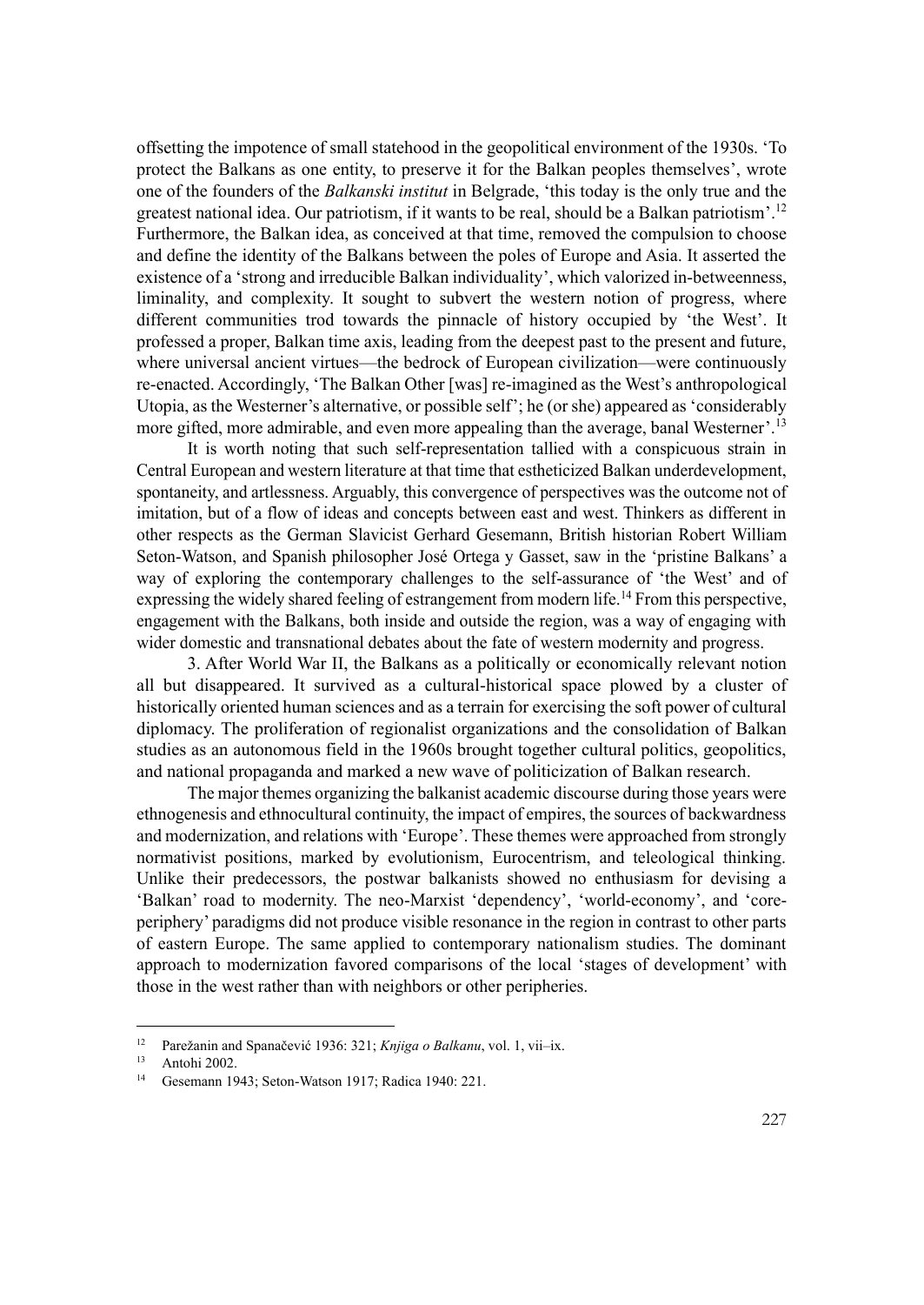offsetting the impotence of small statehood in the geopolitical environment of the 1930s. 'To protect the Balkans as one entity, to preserve it for the Balkan peoples themselves', wrote one of the founders of the *Balkanski institut* in Belgrade, 'this today is the only true and the greatest national idea. Our patriotism, if it wants to be real, should be a Balkan patriotism'.[12] Furthermore, the Balkan idea, as conceived at that time, removed the compulsion to choose and define the identity of the Balkans between the poles of Europe and Asia. It asserted the existence of a 'strong and irreducible Balkan individuality', which valorized in-betweenness, liminality, and complexity. It sought to subvert the western notion of progress, where different communities trod towards the pinnacle of history occupied by 'the West'. It professed a proper, Balkan time axis, leading from the deepest past to the present and future, where universal ancient virtues—the bedrock of European civilization—were continuously re-enacted. Accordingly, 'The Balkan Other [was] re-imagined as the West's anthropological Utopia, as the Westerner's alternative, or possible self'; he (or she) appeared as 'considerably more gifted, more admirable, and even more appealing than the average, banal Westerner'.[13]

It is worth noting that such self-representation tallied with a conspicuous strain in Central European and western literature at that time that estheticized Balkan underdevelopment, spontaneity, and artlessness. Arguably, this convergence of perspectives was the outcome not of imitation, but of a flow of ideas and concepts between east and west. Thinkers as different in other respects as the German Slavicist Gerhard Gesemann, British historian Robert William Seton-Watson, and Spanish philosopher José Ortega y Gasset, saw in the 'pristine Balkans' a way of exploring the contemporary challenges to the self-assurance of 'the West' and of expressing the widely shared feeling of estrangement from modern life.[14] From this perspective, engagement with the Balkans, both inside and outside the region, was a way of engaging with wider domestic and transnational debates about the fate of western modernity and progress.

3. After World War II, the Balkans as a politically or economically relevant notion all but disappeared. It survived as a cultural-historical space plowed by a cluster of historically oriented human sciences and as a terrain for exercising the soft power of cultural diplomacy. The proliferation of regionalist organizations and the consolidation of Balkan studies as an autonomous field in the 1960s brought together cultural politics, geopolitics, and national propaganda and marked a new wave of politicization of Balkan research.

The major themes organizing the balkanist academic discourse during those years were ethnogenesis and ethnocultural continuity, the impact of empires, the sources of backwardness and modernization, and relations with 'Europe'. These themes were approached from strongly normativist positions, marked by evolutionism, Eurocentrism, and teleological thinking. Unlike their predecessors, the postwar balkanists showed no enthusiasm for devising a 'Balkan' road to modernity. The neo-Marxist 'dependency', 'world-economy', and 'core-periphery' paradigms did not produce visible resonance in the region in contrast to other parts of eastern Europe. The same applied to contemporary nationalism studies. The dominant approach to modernization favored comparisons of the local 'stages of development' with those in the west rather than with neighbors or other peripheries.

---

[12] Parežanin and Spanačević 1936: 321; *Knjiga o Balkanu*, vol. 1, vii–ix.

[13] Antohi 2002.

[14] Gesemann 1943; Seton-Watson 1917; Radica 1940: 221.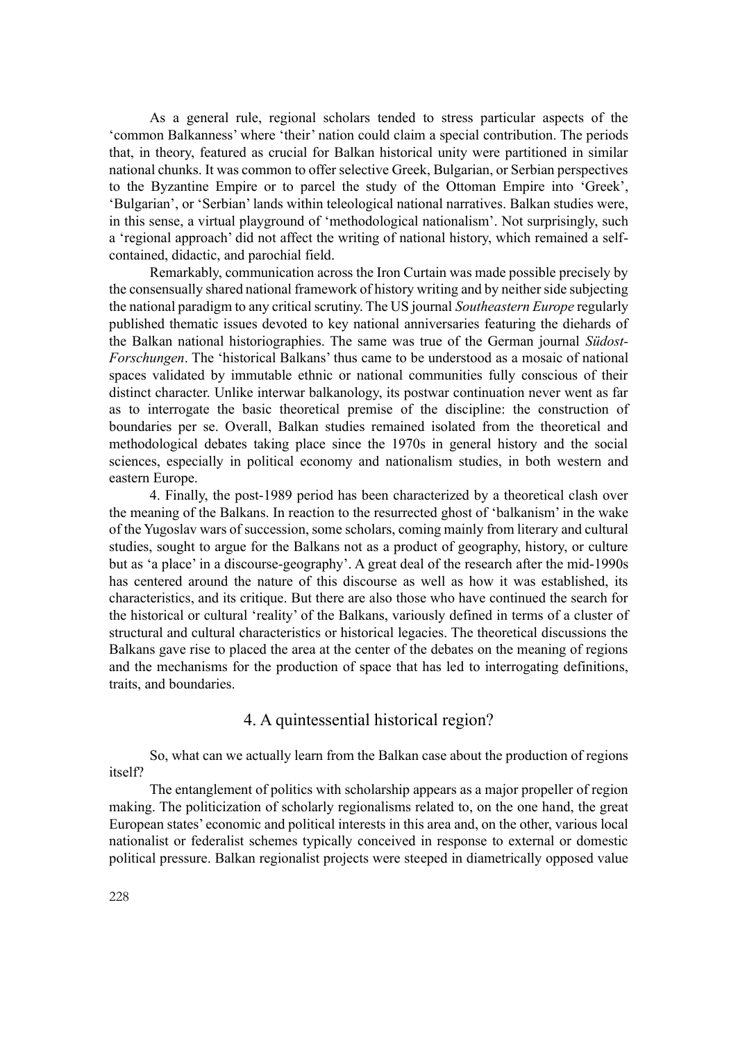As a general rule, regional scholars tended to stress particular aspects of the 'common Balkanness' where 'their' nation could claim a special contribution. The periods that, in theory, featured as crucial for Balkan historical unity were partitioned in similar national chunks. It was common to offer selective Greek, Bulgarian, or Serbian perspectives to the Byzantine Empire or to parcel the study of the Ottoman Empire into 'Greek', 'Bulgarian', or 'Serbian' lands within teleological national narratives. Balkan studies were, in this sense, a virtual playground of 'methodological nationalism'. Not surprisingly, such a 'regional approach' did not affect the writing of national history, which remained a self-contained, didactic, and parochial field.

Remarkably, communication across the Iron Curtain was made possible precisely by the consensually shared national framework of history writing and by neither side subjecting the national paradigm to any critical scrutiny. The US journal *Southeastern Europe* regularly published thematic issues devoted to key national anniversaries featuring the diehards of the Balkan national historiographies. The same was true of the German journal *Südost-Forschungen*. The 'historical Balkans' thus came to be understood as a mosaic of national spaces validated by immutable ethnic or national communities fully conscious of their distinct character. Unlike interwar balkanology, its postwar continuation never went as far as to interrogate the basic theoretical premise of the discipline: the construction of boundaries per se. Overall, Balkan studies remained isolated from the theoretical and methodological debates taking place since the 1970s in general history and the social sciences, especially in political economy and nationalism studies, in both western and eastern Europe.

4. Finally, the post-1989 period has been characterized by a theoretical clash over the meaning of the Balkans. In reaction to the resurrected ghost of 'balkanism' in the wake of the Yugoslav wars of succession, some scholars, coming mainly from literary and cultural studies, sought to argue for the Balkans not as a product of geography, history, or culture but as 'a place' in a discourse-geography'. A great deal of the research after the mid-1990s has centered around the nature of this discourse as well as how it was established, its characteristics, and its critique. But there are also those who have continued the search for the historical or cultural 'reality' of the Balkans, variously defined in terms of a cluster of structural and cultural characteristics or historical legacies. The theoretical discussions the Balkans gave rise to placed the area at the center of the debates on the meaning of regions and the mechanisms for the production of space that has led to interrogating definitions, traits, and boundaries.

## 4. A quintessential historical region?

So, what can we actually learn from the Balkan case about the production of regions itself?

The entanglement of politics with scholarship appears as a major propeller of region making. The politicization of scholarly regionalisms related to, on the one hand, the great European states' economic and political interests in this area and, on the other, various local nationalist or federalist schemes typically conceived in response to external or domestic political pressure. Balkan regionalist projects were steeped in diametrically opposed value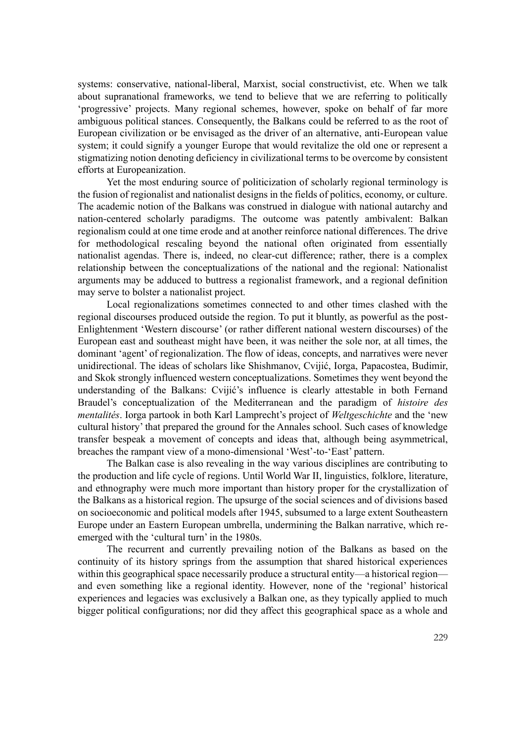systems: conservative, national-liberal, Marxist, social constructivist, etc. When we talk about supranational frameworks, we tend to believe that we are referring to politically 'progressive' projects. Many regional schemes, however, spoke on behalf of far more ambiguous political stances. Consequently, the Balkans could be referred to as the root of European civilization or be envisaged as the driver of an alternative, anti-European value system; it could signify a younger Europe that would revitalize the old one or represent a stigmatizing notion denoting deficiency in civilizational terms to be overcome by consistent efforts at Europeanization.

Yet the most enduring source of politicization of scholarly regional terminology is the fusion of regionalist and nationalist designs in the fields of politics, economy, or culture. The academic notion of the Balkans was construed in dialogue with national autarchy and nation-centered scholarly paradigms. The outcome was patently ambivalent: Balkan regionalism could at one time erode and at another reinforce national differences. The drive for methodological rescaling beyond the national often originated from essentially nationalist agendas. There is, indeed, no clear-cut difference; rather, there is a complex relationship between the conceptualizations of the national and the regional: Nationalist arguments may be adduced to buttress a regionalist framework, and a regional definition may serve to bolster a nationalist project.

Local regionalizations sometimes connected to and other times clashed with the regional discourses produced outside the region. To put it bluntly, as powerful as the post-Enlightenment 'Western discourse' (or rather different national western discourses) of the European east and southeast might have been, it was neither the sole nor, at all times, the dominant 'agent' of regionalization. The flow of ideas, concepts, and narratives were never unidirectional. The ideas of scholars like Shishmanov, Cvijić, Iorga, Papacostea, Budimir, and Skok strongly influenced western conceptualizations. Sometimes they went beyond the understanding of the Balkans: Cvijić's influence is clearly attestable in both Fernand Braudel's conceptualization of the Mediterranean and the paradigm of *histoire des mentalités*. Iorga partook in both Karl Lamprecht's project of *Weltgeschichte* and the 'new cultural history' that prepared the ground for the Annales school. Such cases of knowledge transfer bespeak a movement of concepts and ideas that, although being asymmetrical, breaches the rampant view of a mono-dimensional 'West'-to-'East' pattern.

The Balkan case is also revealing in the way various disciplines are contributing to the production and life cycle of regions. Until World War II, linguistics, folklore, literature, and ethnography were much more important than history proper for the crystallization of the Balkans as a historical region. The upsurge of the social sciences and of divisions based on socioeconomic and political models after 1945, subsumed to a large extent Southeastern Europe under an Eastern European umbrella, undermining the Balkan narrative, which re-emerged with the 'cultural turn' in the 1980s.

The recurrent and currently prevailing notion of the Balkans as based on the continuity of its history springs from the assumption that shared historical experiences within this geographical space necessarily produce a structural entity—a historical region—and even something like a regional identity. However, none of the 'regional' historical experiences and legacies was exclusively a Balkan one, as they typically applied to much bigger political configurations; nor did they affect this geographical space as a whole and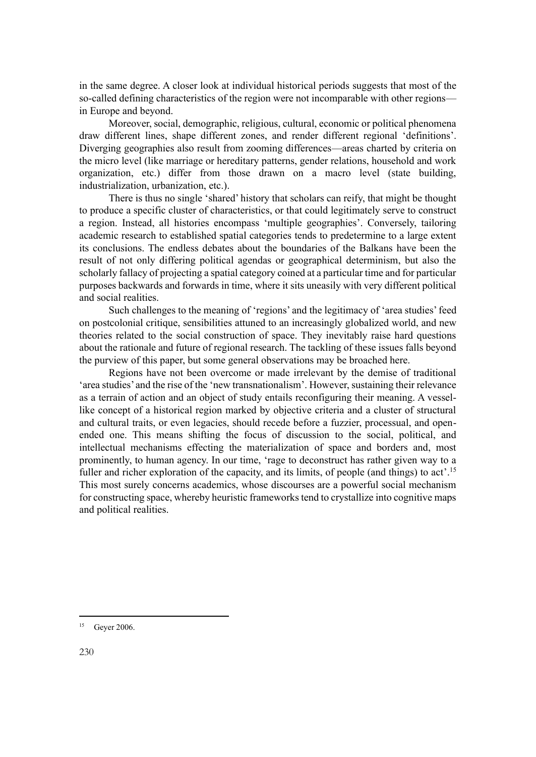in the same degree. A closer look at individual historical periods suggests that most of the so-called defining characteristics of the region were not incomparable with other regions—in Europe and beyond.

Moreover, social, demographic, religious, cultural, economic or political phenomena draw different lines, shape different zones, and render different regional 'definitions'. Diverging geographies also result from zooming differences—areas charted by criteria on the micro level (like marriage or hereditary patterns, gender relations, household and work organization, etc.) differ from those drawn on a macro level (state building, industrialization, urbanization, etc.).

There is thus no single 'shared' history that scholars can reify, that might be thought to produce a specific cluster of characteristics, or that could legitimately serve to construct a region. Instead, all histories encompass 'multiple geographies'. Conversely, tailoring academic research to established spatial categories tends to predetermine to a large extent its conclusions. The endless debates about the boundaries of the Balkans have been the result of not only differing political agendas or geographical determinism, but also the scholarly fallacy of projecting a spatial category coined at a particular time and for particular purposes backwards and forwards in time, where it sits uneasily with very different political and social realities.

Such challenges to the meaning of 'regions' and the legitimacy of 'area studies' feed on postcolonial critique, sensibilities attuned to an increasingly globalized world, and new theories related to the social construction of space. They inevitably raise hard questions about the rationale and future of regional research. The tackling of these issues falls beyond the purview of this paper, but some general observations may be broached here.

Regions have not been overcome or made irrelevant by the demise of traditional 'area studies' and the rise of the 'new transnationalism'. However, sustaining their relevance as a terrain of action and an object of study entails reconfiguring their meaning. A vessel-like concept of a historical region marked by objective criteria and a cluster of structural and cultural traits, or even legacies, should recede before a fuzzier, processual, and open-ended one. This means shifting the focus of discussion to the social, political, and intellectual mechanisms effecting the materialization of space and borders and, most prominently, to human agency. In our time, 'rage to deconstruct has rather given way to a fuller and richer exploration of the capacity, and its limits, of people (and things) to act'.[15] This most surely concerns academics, whose discourses are a powerful social mechanism for constructing space, whereby heuristic frameworks tend to crystallize into cognitive maps and political realities.

---

[15] Geyer 2006.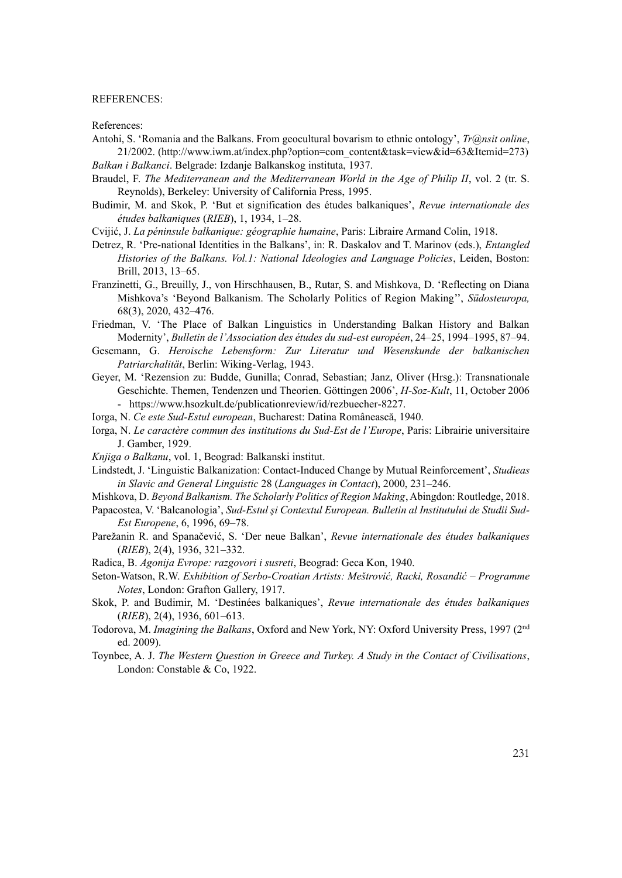REFERENCES:

References:

Antohi, S. 'Romania and the Balkans. From geocultural bovarism to ethnic ontology', *Tr@nsit online*, 21/2002. (http://www.iwm.at/index.php?option=com_content&task=view&id=63&Itemid=273)

*Balkan i Balkanci*. Belgrade: Izdanje Balkanskog instituta, 1937.

Braudel, F. *The Mediterranean and the Mediterranean World in the Age of Philip II*, vol. 2 (tr. S. Reynolds), Berkeley: University of California Press, 1995.

Budimir, M. and Skok, P. 'But et signification des études balkaniques', *Revue internationale des études balkaniques* (*RIEB*), 1, 1934, 1–28.

Cvijić, J. *La péninsule balkanique: géographie humaine*, Paris: Libraire Armand Colin, 1918.

Detrez, R. 'Pre-national Identities in the Balkans', in: R. Daskalov and T. Marinov (eds.), *Entangled Histories of the Balkans. Vol.1: National Ideologies and Language Policies*, Leiden, Boston: Brill, 2013, 13–65.

Franzinetti, G., Breuilly, J., von Hirschhausen, B., Rutar, S. and Mishkova, D. 'Reflecting on Diana Mishkova's 'Beyond Balkanism. The Scholarly Politics of Region Making'', *Südosteuropa,* 68(3), 2020, 432–476.

Friedman, V. 'The Place of Balkan Linguistics in Understanding Balkan History and Balkan Modernity', *Bulletin de l'Association des études du sud-est européen*, 24–25, 1994–1995, 87–94.

Gesemann, G. *Heroische Lebensform: Zur Literatur und Wesenskunde der balkanischen Patriarchalität*, Berlin: Wiking-Verlag, 1943.

Geyer, M. 'Rezension zu: Budde, Gunilla; Conrad, Sebastian; Janz, Oliver (Hrsg.): Transnationale Geschichte. Themen, Tendenzen und Theorien. Göttingen 2006', *H-Soz-Kult*, 11, October 2006 - https://www.hsozkult.de/publicationreview/id/rezbuecher-8227.

Iorga, N. *Ce este Sud-Estul european*, Bucharest: Datina Românească, 1940.

Iorga, N. *Le caractère commun des institutions du Sud-Est de l'Europe*, Paris: Librairie universitaire J. Gamber, 1929.

*Knjiga o Balkanu*, vol. 1, Beograd: Balkanski institut.

Lindstedt, J. 'Linguistic Balkanization: Contact-Induced Change by Mutual Reinforcement', *Studieas in Slavic and General Linguistic* 28 (*Languages in Contact*), 2000, 231–246.

Mishkova, D. *Beyond Balkanism. The Scholarly Politics of Region Making*, Abingdon: Routledge, 2018.

Papacostea, V. 'Balcanologia', *Sud-Estul şi Contextul European. Bulletin al Institutului de Studii Sud-Est Europene*, 6, 1996, 69–78.

Parežanin R. and Spanačević, S. 'Der neue Balkan', *Revue internationale des études balkaniques* (*RIEB*), 2(4), 1936, 321–332.

Radica, B. *Agonija Evrope: razgovori i susreti*, Beograd: Geca Kon, 1940.

Seton-Watson, R.W. *Exhibition of Serbo-Croatian Artists: Meštrović, Racki, Rosandić – Programme Notes*, London: Grafton Gallery, 1917.

Skok, P. and Budimir, M. 'Destinées balkaniques', *Revue internationale des études balkaniques* (*RIEB*), 2(4), 1936, 601–613.

Todorova, M. *Imagining the Balkans*, Oxford and New York, NY: Oxford University Press, 1997 (2nd ed. 2009).

Toynbee, A. J. *The Western Question in Greece and Turkey. A Study in the Contact of Civilisations*, London: Constable & Co, 1922.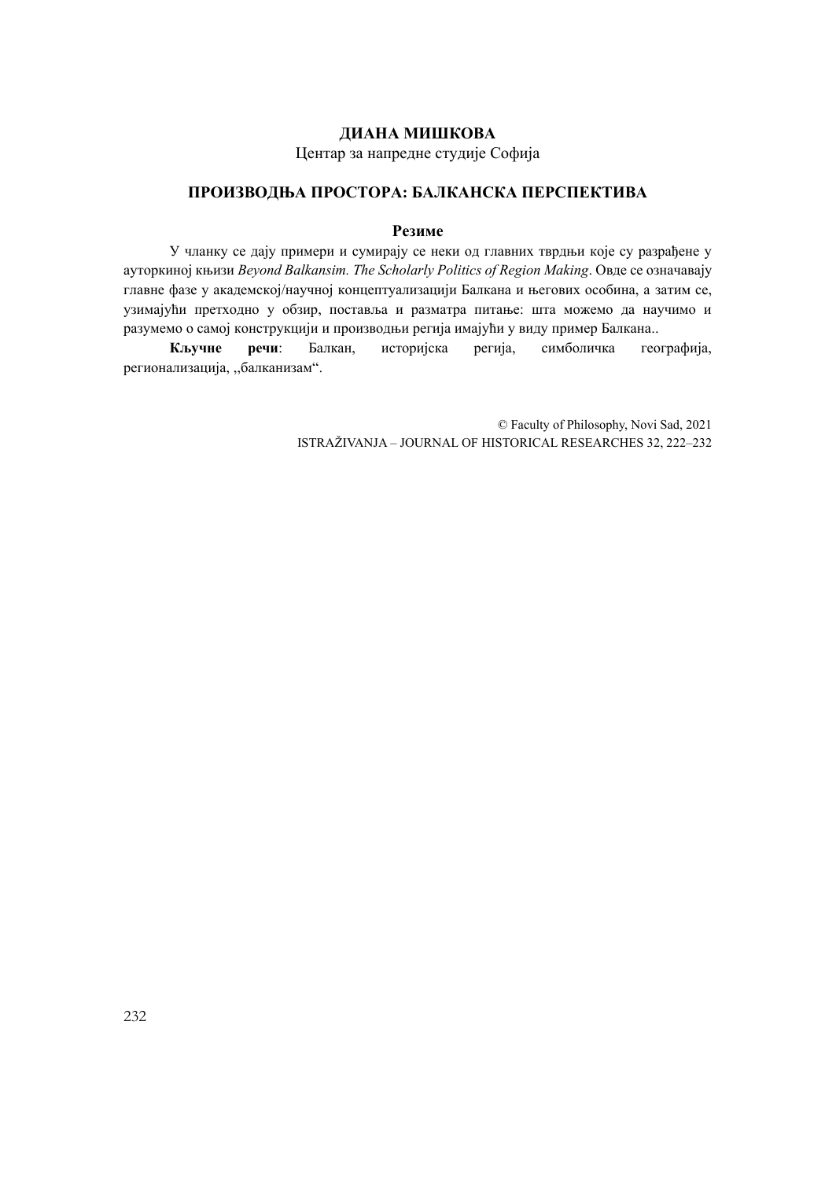**ДИАНА МИШКОВА**

Центар за напредне студије Софија

## ПРОИЗВОДЊА ПРОСТОРА: БАЛКАНСКА ПЕРСПЕКТИВА

### Резиме

У чланку се дају примери и сумирају се неки од главних тврдњи које су разрађене у ауторкиној књизи *Beyond Balkansim. The Scholarly Politics of Region Making*. Овде се означавају главне фазе у академској/научној концептуализацији Балкана и његових особина, а затим се, узимајући претходно у обзир, поставља и разматра питање: шта можемо да научимо и разумемо о самој конструкцији и производњи регија имајући у виду пример Балкана..

**Кључне речи**: Балкан, историјска регија, симболичка географија, регионализација, ,,балканизам".

© Faculty of Philosophy, Novi Sad, 2021

ISTRAŽIVANJA – JOURNAL OF HISTORICAL RESEARCHES 32, 222–232